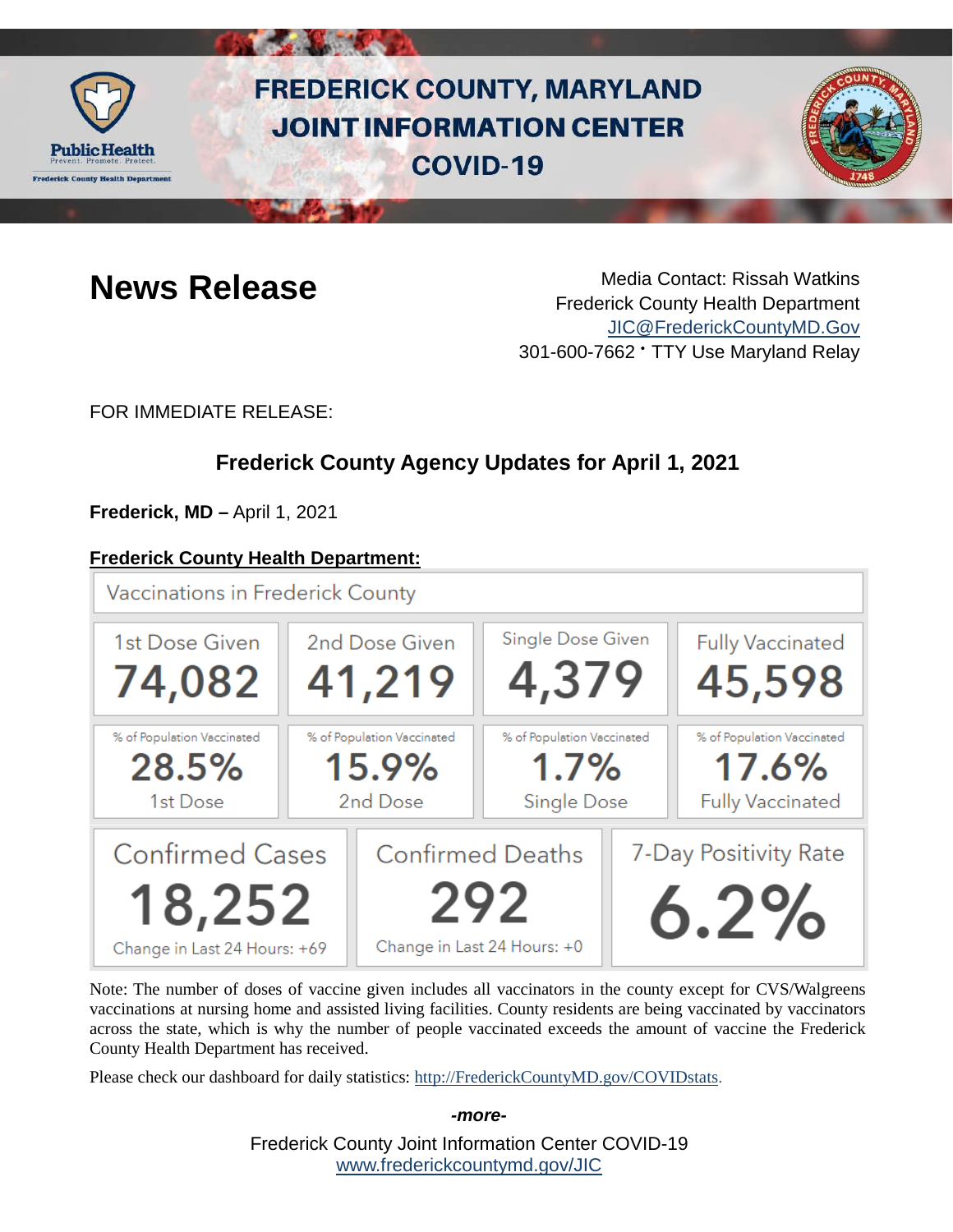# FREDERICK COUNTY, MARYLAND JOINT INFORMATION CENTER COVID-19

## News Release

Media Contact: Rissah Watkins
Frederick County Health Department
JIC@FrederickCountyMD.Gov
301-600-7662 • TTY Use Maryland Relay

FOR IMMEDIATE RELEASE:

### Frederick County Agency Updates for April 1, 2021

**Frederick, MD –** April 1, 2021

**Frederick County Health Department:**

Vaccinations in Frederick County

| 1st Dose Given | 2nd Dose Given | Single Dose Given | Fully Vaccinated |
|---|---|---|---|
| 74,082 | 41,219 | 4,379 | 45,598 |
| % of Population Vaccinated 28.5% 1st Dose | % of Population Vaccinated 15.9% 2nd Dose | % of Population Vaccinated 1.7% Single Dose | % of Population Vaccinated 17.6% Fully Vaccinated |

| Confirmed Cases | Confirmed Deaths | 7-Day Positivity Rate |
|---|---|---|
| 18,252 | 292 | 6.2% |
| Change in Last 24 Hours: +69 | Change in Last 24 Hours: +0 | |

Note: The number of doses of vaccine given includes all vaccinators in the county except for CVS/Walgreens vaccinations at nursing home and assisted living facilities. County residents are being vaccinated by vaccinators across the state, which is why the number of people vaccinated exceeds the amount of vaccine the Frederick County Health Department has received.

Please check our dashboard for daily statistics: http://FrederickCountyMD.gov/COVIDstats.

*-more-*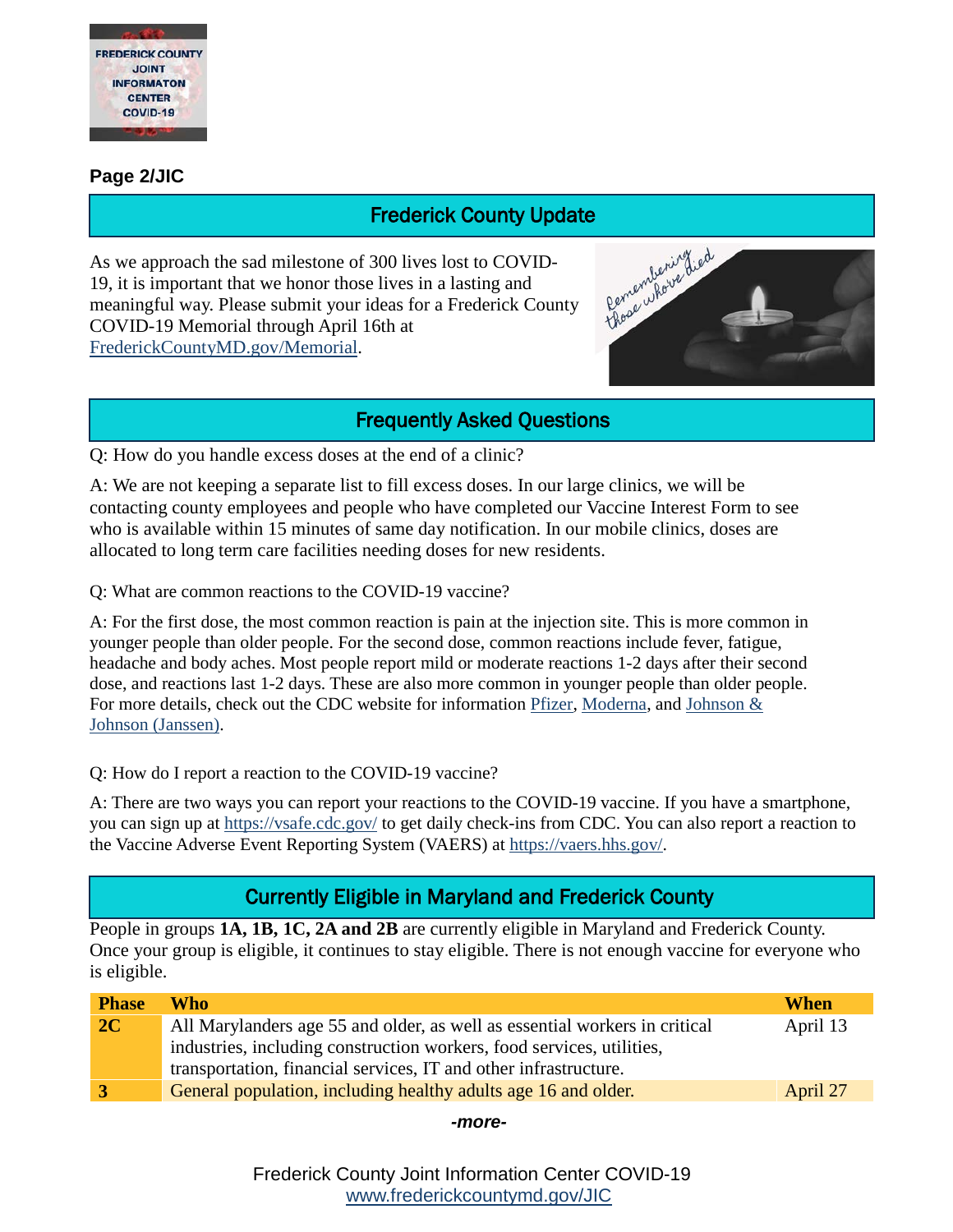**Page 2/JIC**

## Frederick County Update

As we approach the sad milestone of 300 lives lost to COVID-19, it is important that we honor those lives in a lasting and meaningful way. Please submit your ideas for a Frederick County COVID-19 Memorial through April 16th at [FrederickCountyMD.gov/Memorial](FrederickCountyMD.gov/Memorial).

## Frequently Asked Questions

Q: How do you handle excess doses at the end of a clinic?

A: We are not keeping a separate list to fill excess doses. In our large clinics, we will be contacting county employees and people who have completed our Vaccine Interest Form to see who is available within 15 minutes of same day notification. In our mobile clinics, doses are allocated to long term care facilities needing doses for new residents.

Q: What are common reactions to the COVID-19 vaccine?

A: For the first dose, the most common reaction is pain at the injection site. This is more common in younger people than older people. For the second dose, common reactions include fever, fatigue, headache and body aches. Most people report mild or moderate reactions 1-2 days after their second dose, and reactions last 1-2 days. These are also more common in younger people than older people. For more details, check out the CDC website for information Pfizer, Moderna, and Johnson & Johnson (Janssen).

Q: How do I report a reaction to the COVID-19 vaccine?

A: There are two ways you can report your reactions to the COVID-19 vaccine. If you have a smartphone, you can sign up at https://vsafe.cdc.gov/ to get daily check-ins from CDC. You can also report a reaction to the Vaccine Adverse Event Reporting System (VAERS) at https://vaers.hhs.gov/.

## Currently Eligible in Maryland and Frederick County

People in groups **1A, 1B, 1C, 2A and 2B** are currently eligible in Maryland and Frederick County. Once your group is eligible, it continues to stay eligible. There is not enough vaccine for everyone who is eligible.

| Phase | Who | When |
|---|---|---|
| **2C** | All Marylanders age 55 and older, as well as essential workers in critical industries, including construction workers, food services, utilities, transportation, financial services, IT and other infrastructure. | April 13 |
| **3** | General population, including healthy adults age 16 and older. | April 27 |

*-more-*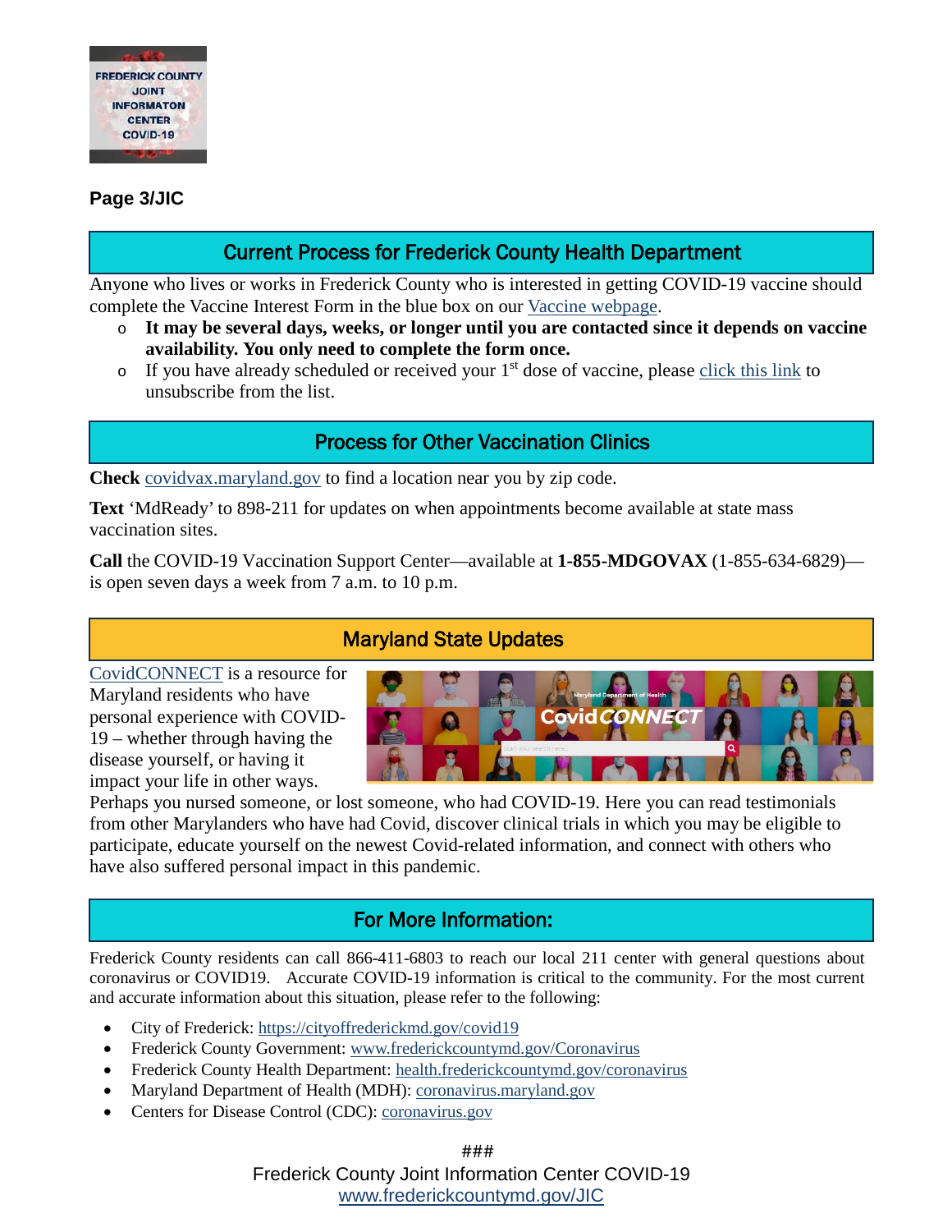**Page 3/JIC**

## Current Process for Frederick County Health Department

Anyone who lives or works in Frederick County who is interested in getting COVID-19 vaccine should complete the Vaccine Interest Form in the blue box on our Vaccine webpage.

- **It may be several days, weeks, or longer until you are contacted since it depends on vaccine availability. You only need to complete the form once.**
- If you have already scheduled or received your 1st dose of vaccine, please click this link to unsubscribe from the list.

## Process for Other Vaccination Clinics

**Check** covidvax.maryland.gov to find a location near you by zip code.

**Text** 'MdReady' to 898-211 for updates on when appointments become available at state mass vaccination sites.

**Call** the COVID-19 Vaccination Support Center—available at **1-855-MDGOVAX** (1-855-634-6829)—is open seven days a week from 7 a.m. to 10 p.m.

## Maryland State Updates

CovidCONNECT is a resource for Maryland residents who have personal experience with COVID-19 – whether through having the disease yourself, or having it impact your life in other ways. Perhaps you nursed someone, or lost someone, who had COVID-19. Here you can read testimonials from other Marylanders who have had Covid, discover clinical trials in which you may be eligible to participate, educate yourself on the newest Covid-related information, and connect with others who have also suffered personal impact in this pandemic.

## For More Information:

Frederick County residents can call 866-411-6803 to reach our local 211 center with general questions about coronavirus or COVID19. Accurate COVID-19 information is critical to the community. For the most current and accurate information about this situation, please refer to the following:

- City of Frederick: https://cityoffrederickmd.gov/covid19
- Frederick County Government: www.frederickcountymd.gov/Coronavirus
- Frederick County Health Department: health.frederickcountymd.gov/coronavirus
- Maryland Department of Health (MDH): coronavirus.maryland.gov
- Centers for Disease Control (CDC): coronavirus.gov

###

Frederick County Joint Information Center COVID-19
www.frederickcountymd.gov/JIC